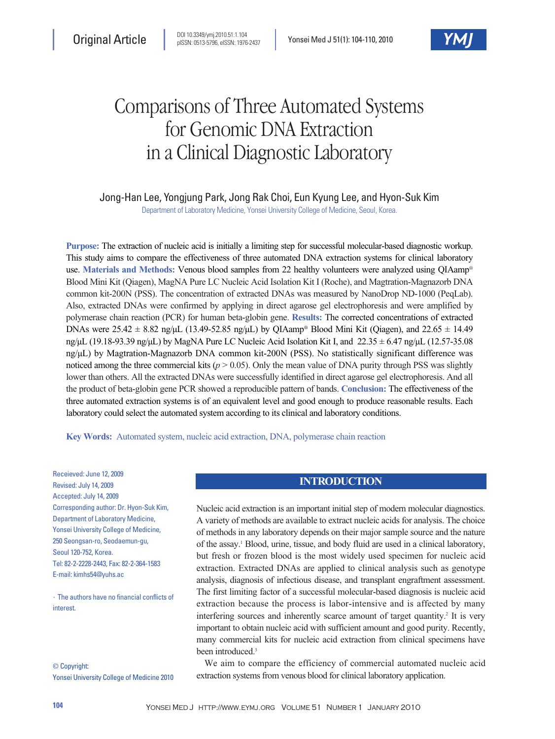Original Article

DOI 10.3349/ymj.2010.51.1.104
pISSN: 0513-5796, eISSN: 1976-2437

# Comparisons of Three Automated Systems for Genomic DNA Extraction in a Clinical Diagnostic Laboratory

Jong-Han Lee, Yongjung Park, Jong Rak Choi, Eun Kyung Lee, and Hyon-Suk Kim

Department of Laboratory Medicine, Yonsei University College of Medicine, Seoul, Korea.

**Purpose:** The extraction of nucleic acid is initially a limiting step for successful molecular-based diagnostic workup. This study aims to compare the effectiveness of three automated DNA extraction systems for clinical laboratory use. **Materials and Methods:** Venous blood samples from 22 healthy volunteers were analyzed using QIAamp® Blood Mini Kit (Qiagen), MagNA Pure LC Nucleic Acid Isolation Kit I (Roche), and Magtration-Magnazorb DNA common kit-200N (PSS). The concentration of extracted DNAs was measured by NanoDrop ND-1000 (PeqLab). Also, extracted DNAs were confirmed by applying in direct agarose gel electrophoresis and were amplified by polymerase chain reaction (PCR) for human beta-globin gene. **Results:** The corrected concentrations of extracted DNAs were 25.42 ± 8.82 ng/μL (13.49-52.85 ng/μL) by QIAamp® Blood Mini Kit (Qiagen), and 22.65 ± 14.49 ng/μL (19.18-93.39 ng/μL) by MagNA Pure LC Nucleic Acid Isolation Kit I, and 22.35 ± 6.47 ng/μL (12.57-35.08 ng/μL) by Magtration-Magnazorb DNA common kit-200N (PSS). No statistically significant difference was noticed among the three commercial kits ($p > 0.05$). Only the mean value of DNA purity through PSS was slightly lower than others. All the extracted DNAs were successfully identified in direct agarose gel electrophoresis. And all the product of beta-globin gene PCR showed a reproducible pattern of bands. **Conclusion:** The effectiveness of the three automated extraction systems is of an equivalent level and good enough to produce reasonable results. Each laboratory could select the automated system according to its clinical and laboratory conditions.

**Key Words:** Automated system, nucleic acid extraction, DNA, polymerase chain reaction

Receieved: June 12, 2009
Revised: July 14, 2009
Accepted: July 14, 2009
Corresponding author: Dr. Hyon-Suk Kim, Department of Laboratory Medicine, Yonsei University College of Medicine, 250 Seongsan-ro, Seodaemun-gu, Seoul 120-752, Korea.
Tel: 82-2-2228-2443, Fax: 82-2-364-1583
E-mail: kimhs54@yuhs.ac

· The authors have no financial conflicts of interest.

© Copyright:
Yonsei University College of Medicine 2010

## INTRODUCTION

Nucleic acid extraction is an important initial step of modern molecular diagnostics. A variety of methods are available to extract nucleic acids for analysis. The choice of methods in any laboratory depends on their major sample source and the nature of the assay.[1] Blood, urine, tissue, and body fluid are used in a clinical laboratory, but fresh or frozen blood is the most widely used specimen for nucleic acid extraction. Extracted DNAs are applied to clinical analysis such as genotype analysis, diagnosis of infectious disease, and transplant engraftment assessment. The first limiting factor of a successful molecular-based diagnosis is nucleic acid extraction because the process is labor-intensive and is affected by many interfering sources and inherently scarce amount of target quantity.[2] It is very important to obtain nucleic acid with sufficient amount and good purity. Recently, many commercial kits for nucleic acid extraction from clinical specimens have been introduced.[3]

We aim to compare the efficiency of commercial automated nucleic acid extraction systems from venous blood for clinical laboratory application.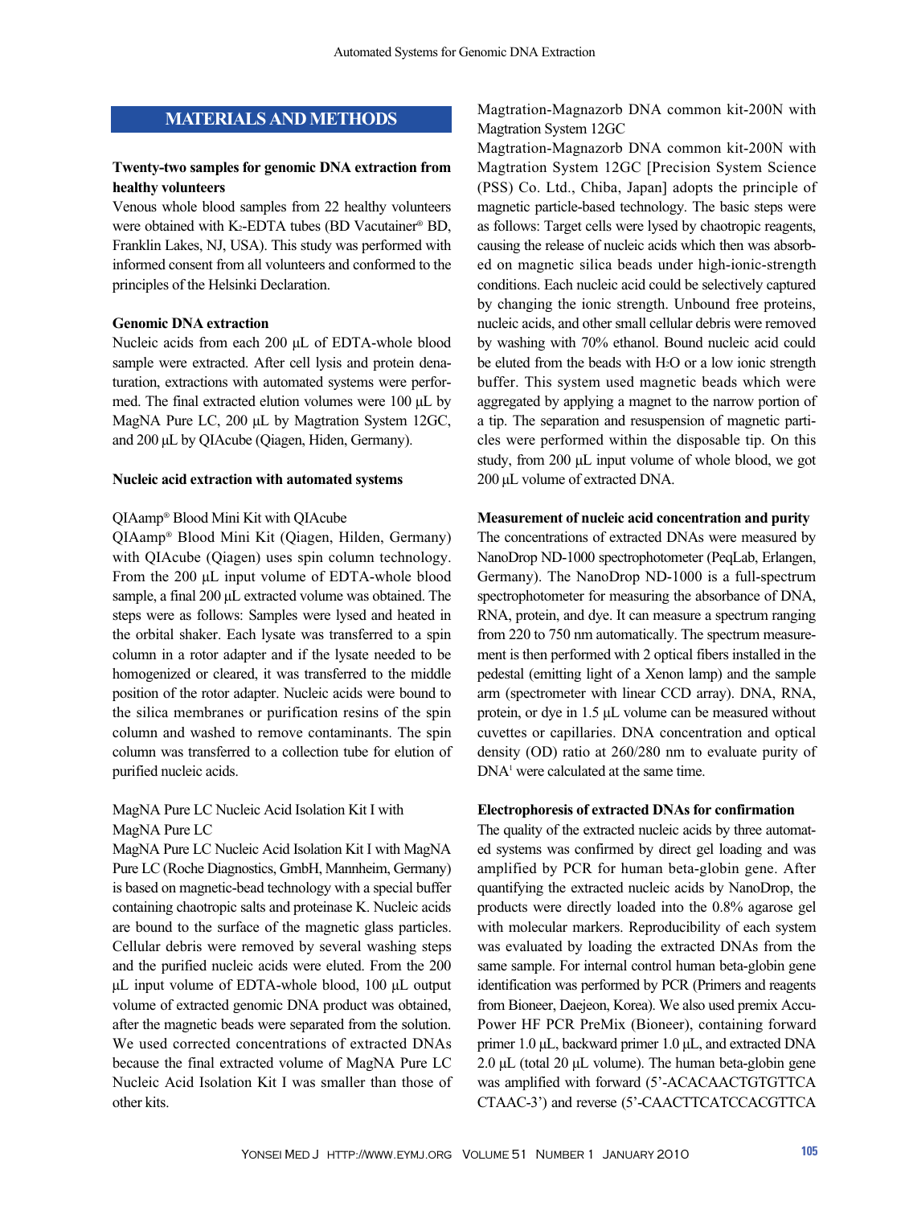## MATERIALS AND METHODS

### Twenty-two samples for genomic DNA extraction from healthy volunteers

Venous whole blood samples from 22 healthy volunteers were obtained with $K_2$-EDTA tubes (BD Vacutainer® BD, Franklin Lakes, NJ, USA). This study was performed with informed consent from all volunteers and conformed to the principles of the Helsinki Declaration.

### Genomic DNA extraction

Nucleic acids from each 200 µL of EDTA-whole blood sample were extracted. After cell lysis and protein denaturation, extractions with automated systems were performed. The final extracted elution volumes were 100 µL by MagNA Pure LC, 200 µL by Magtration System 12GC, and 200 µL by QIAcube (Qiagen, Hiden, Germany).

### Nucleic acid extraction with automated systems

QIAamp® Blood Mini Kit with QIAcube

QIAamp® Blood Mini Kit (Qiagen, Hilden, Germany) with QIAcube (Qiagen) uses spin column technology. From the 200 µL input volume of EDTA-whole blood sample, a final 200 µL extracted volume was obtained. The steps were as follows: Samples were lysed and heated in the orbital shaker. Each lysate was transferred to a spin column in a rotor adapter and if the lysate needed to be homogenized or cleared, it was transferred to the middle position of the rotor adapter. Nucleic acids were bound to the silica membranes or purification resins of the spin column and washed to remove contaminants. The spin column was transferred to a collection tube for elution of purified nucleic acids.

MagNA Pure LC Nucleic Acid Isolation Kit I with MagNA Pure LC

MagNA Pure LC Nucleic Acid Isolation Kit I with MagNA Pure LC (Roche Diagnostics, GmbH, Mannheim, Germany) is based on magnetic-bead technology with a special buffer containing chaotropic salts and proteinase K. Nucleic acids are bound to the surface of the magnetic glass particles. Cellular debris were removed by several washing steps and the purified nucleic acids were eluted. From the 200 µL input volume of EDTA-whole blood, 100 µL output volume of extracted genomic DNA product was obtained, after the magnetic beads were separated from the solution. We used corrected concentrations of extracted DNAs because the final extracted volume of MagNA Pure LC Nucleic Acid Isolation Kit I was smaller than those of other kits.

Magtration-Magnazorb DNA common kit-200N with Magtration System 12GC

Magtration-Magnazorb DNA common kit-200N with Magtration System 12GC [Precision System Science (PSS) Co. Ltd., Chiba, Japan] adopts the principle of magnetic particle-based technology. The basic steps were as follows: Target cells were lysed by chaotropic reagents, causing the release of nucleic acids which then was absorbed on magnetic silica beads under high-ionic-strength conditions. Each nucleic acid could be selectively captured by changing the ionic strength. Unbound free proteins, nucleic acids, and other small cellular debris were removed by washing with 70% ethanol. Bound nucleic acid could be eluted from the beads with $H_2O$ or a low ionic strength buffer. This system used magnetic beads which were aggregated by applying a magnet to the narrow portion of a tip. The separation and resuspension of magnetic particles were performed within the disposable tip. On this study, from 200 µL input volume of whole blood, we got 200 µL volume of extracted DNA.

### Measurement of nucleic acid concentration and purity

The concentrations of extracted DNAs were measured by NanoDrop ND-1000 spectrophotometer (PeqLab, Erlangen, Germany). The NanoDrop ND-1000 is a full-spectrum spectrophotometer for measuring the absorbance of DNA, RNA, protein, and dye. It can measure a spectrum ranging from 220 to 750 nm automatically. The spectrum measurement is then performed with 2 optical fibers installed in the pedestal (emitting light of a Xenon lamp) and the sample arm (spectrometer with linear CCD array). DNA, RNA, protein, or dye in 1.5 µL volume can be measured without cuvettes or capillaries. DNA concentration and optical density (OD) ratio at 260/280 nm to evaluate purity of DNA[1] were calculated at the same time.

### Electrophoresis of extracted DNAs for confirmation

The quality of the extracted nucleic acids by three automated systems was confirmed by direct gel loading and was amplified by PCR for human beta-globin gene. After quantifying the extracted nucleic acids by NanoDrop, the products were directly loaded into the 0.8% agarose gel with molecular markers. Reproducibility of each system was evaluated by loading the extracted DNAs from the same sample. For internal control human beta-globin gene identification was performed by PCR (Primers and reagents from Bioneer, Daejeon, Korea). We also used premix Accu-Power HF PCR PreMix (Bioneer), containing forward primer 1.0 µL, backward primer 1.0 µL, and extracted DNA 2.0 µL (total 20 µL volume). The human beta-globin gene was amplified with forward (5'-ACACAACTGTGTTCA CTAAC-3') and reverse (5'-CAACTTCATCCACGTTCA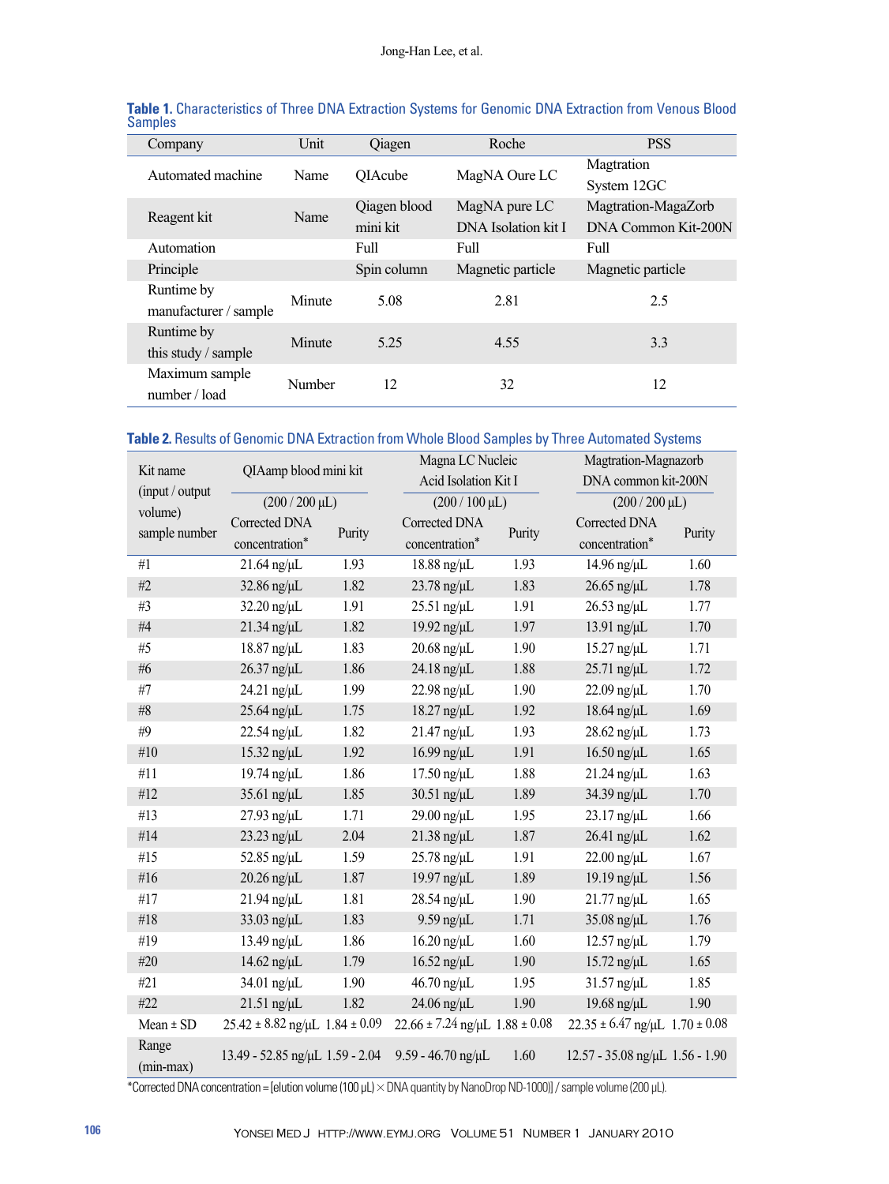**Table 1.** Characteristics of Three DNA Extraction Systems for Genomic DNA Extraction from Venous Blood Samples

| Company | Unit | Qiagen | Roche | PSS |
|---|---|---|---|---|
| Automated machine | Name | QIAcube | MagNA Oure LC | Magtration System 12GC |
| Reagent kit | Name | Qiagen blood mini kit | MagNA pure LC DNA Isolation kit I | Magtration-MagaZorb DNA Common Kit-200N |
| Automation | | Full | Full | Full |
| Principle | | Spin column | Magnetic particle | Magnetic particle |
| Runtime by manufacturer / sample | Minute | 5.08 | 2.81 | 2.5 |
| Runtime by this study / sample | Minute | 5.25 | 4.55 | 3.3 |
| Maximum sample number / load | Number | 12 | 32 | 12 |

**Table 2.** Results of Genomic DNA Extraction from Whole Blood Samples by Three Automated Systems

| Kit name (input / output volume) sample number | QIAamp blood mini kit (200 / 200 μL) | | Magna LC Nucleic Acid Isolation Kit I (200 / 100 μL) | | Magtration-Magnazorb DNA common kit-200N (200 / 200 μL) | |
|---|---|---|---|---|---|---|
| | Corrected DNA concentration* | Purity | Corrected DNA concentration* | Purity | Corrected DNA concentration* | Purity |
| #1 | 21.64 ng/μL | 1.93 | 18.88 ng/μL | 1.93 | 14.96 ng/μL | 1.60 |
| #2 | 32.86 ng/μL | 1.82 | 23.78 ng/μL | 1.83 | 26.65 ng/μL | 1.78 |
| #3 | 32.20 ng/μL | 1.91 | 25.51 ng/μL | 1.91 | 26.53 ng/μL | 1.77 |
| #4 | 21.34 ng/μL | 1.82 | 19.92 ng/μL | 1.97 | 13.91 ng/μL | 1.70 |
| #5 | 18.87 ng/μL | 1.83 | 20.68 ng/μL | 1.90 | 15.27 ng/μL | 1.71 |
| #6 | 26.37 ng/μL | 1.86 | 24.18 ng/μL | 1.88 | 25.71 ng/μL | 1.72 |
| #7 | 24.21 ng/μL | 1.99 | 22.98 ng/μL | 1.90 | 22.09 ng/μL | 1.70 |
| #8 | 25.64 ng/μL | 1.75 | 18.27 ng/μL | 1.92 | 18.64 ng/μL | 1.69 |
| #9 | 22.54 ng/μL | 1.82 | 21.47 ng/μL | 1.93 | 28.62 ng/μL | 1.73 |
| #10 | 15.32 ng/μL | 1.92 | 16.99 ng/μL | 1.91 | 16.50 ng/μL | 1.65 |
| #11 | 19.74 ng/μL | 1.86 | 17.50 ng/μL | 1.88 | 21.24 ng/μL | 1.63 |
| #12 | 35.61 ng/μL | 1.85 | 30.51 ng/μL | 1.89 | 34.39 ng/μL | 1.70 |
| #13 | 27.93 ng/μL | 1.71 | 29.00 ng/μL | 1.95 | 23.17 ng/μL | 1.66 |
| #14 | 23.23 ng/μL | 2.04 | 21.38 ng/μL | 1.87 | 26.41 ng/μL | 1.62 |
| #15 | 52.85 ng/μL | 1.59 | 25.78 ng/μL | 1.91 | 22.00 ng/μL | 1.67 |
| #16 | 20.26 ng/μL | 1.87 | 19.97 ng/μL | 1.89 | 19.19 ng/μL | 1.56 |
| #17 | 21.94 ng/μL | 1.81 | 28.54 ng/μL | 1.90 | 21.77 ng/μL | 1.65 |
| #18 | 33.03 ng/μL | 1.83 | 9.59 ng/μL | 1.71 | 35.08 ng/μL | 1.76 |
| #19 | 13.49 ng/μL | 1.86 | 16.20 ng/μL | 1.60 | 12.57 ng/μL | 1.79 |
| #20 | 14.62 ng/μL | 1.79 | 16.52 ng/μL | 1.90 | 15.72 ng/μL | 1.65 |
| #21 | 34.01 ng/μL | 1.90 | 46.70 ng/μL | 1.95 | 31.57 ng/μL | 1.85 |
| #22 | 21.51 ng/μL | 1.82 | 24.06 ng/μL | 1.90 | 19.68 ng/μL | 1.90 |
| Mean ± SD | 25.42 ± 8.82 ng/μL | 1.84 ± 0.09 | 22.66 ± 7.24 ng/μL | 1.88 ± 0.08 | 22.35 ± 6.47 ng/μL | 1.70 ± 0.08 |
| Range (min-max) | 13.49 - 52.85 ng/μL | 1.59 - 2.04 | 9.59 - 46.70 ng/μL | 1.60 | 12.57 - 35.08 ng/μL | 1.56 - 1.90 |

*Corrected DNA concentration = [elution volume (100 μL) × DNA quantity by NanoDrop ND-1000)] / sample volume (200 μL).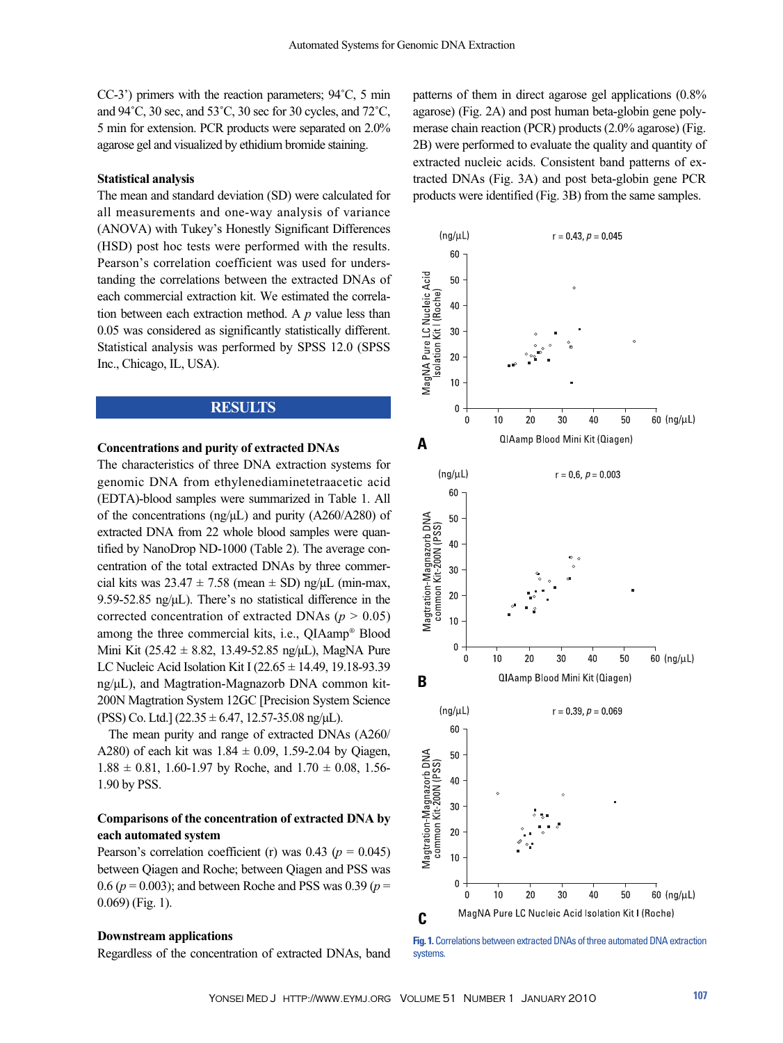CC-3') primers with the reaction parameters; 94˚C, 5 min and 94˚C, 30 sec, and 53˚C, 30 sec for 30 cycles, and 72˚C, 5 min for extension. PCR products were separated on 2.0% agarose gel and visualized by ethidium bromide staining.

### Statistical analysis

The mean and standard deviation (SD) were calculated for all measurements and one-way analysis of variance (ANOVA) with Tukey's Honestly Significant Differences (HSD) post hoc tests were performed with the results. Pearson's correlation coefficient was used for understanding the correlations between the extracted DNAs of each commercial extraction kit. We estimated the correlation between each extraction method. A *p* value less than 0.05 was considered as significantly statistically different. Statistical analysis was performed by SPSS 12.0 (SPSS Inc., Chicago, IL, USA).

## RESULTS

### Concentrations and purity of extracted DNAs

The characteristics of three DNA extraction systems for genomic DNA from ethylenediaminetetraacetic acid (EDTA)-blood samples were summarized in Table 1. All of the concentrations (ng/μL) and purity (A260/A280) of extracted DNA from 22 whole blood samples were quantified by NanoDrop ND-1000 (Table 2). The average concentration of the total extracted DNAs by three commercial kits was 23.47 ± 7.58 (mean ± SD) ng/μL (min-max, 9.59-52.85 ng/μL). There's no statistical difference in the corrected concentration of extracted DNAs ($p > 0.05$) among the three commercial kits, i.e., QIAamp® Blood Mini Kit (25.42 ± 8.82, 13.49-52.85 ng/μL), MagNA Pure LC Nucleic Acid Isolation Kit I (22.65 ± 14.49, 19.18-93.39 ng/μL), and Magtration-Magnazorb DNA common kit-200N Magtration System 12GC [Precision System Science (PSS) Co. Ltd.] (22.35 ± 6.47, 12.57-35.08 ng/μL).

The mean purity and range of extracted DNAs (A260/A280) of each kit was 1.84 ± 0.09, 1.59-2.04 by Qiagen, 1.88 ± 0.81, 1.60-1.97 by Roche, and 1.70 ± 0.08, 1.56-1.90 by PSS.

### Comparisons of the concentration of extracted DNA by each automated system

Pearson's correlation coefficient (r) was 0.43 ($p = 0.045$) between Qiagen and Roche; between Qiagen and PSS was 0.6 ($p = 0.003$); and between Roche and PSS was 0.39 ($p = 0.069$) (Fig. 1).

### Downstream applications

Regardless of the concentration of extracted DNAs, band patterns of them in direct agarose gel applications (0.8% agarose) (Fig. 2A) and post human beta-globin gene polymerase chain reaction (PCR) products (2.0% agarose) (Fig. 2B) were performed to evaluate the quality and quantity of extracted nucleic acids. Consistent band patterns of extracted DNAs (Fig. 3A) and post beta-globin gene PCR products were identified (Fig. 3B) from the same samples.

**Fig. 1.** Correlations between extracted DNAs of three automated DNA extraction systems.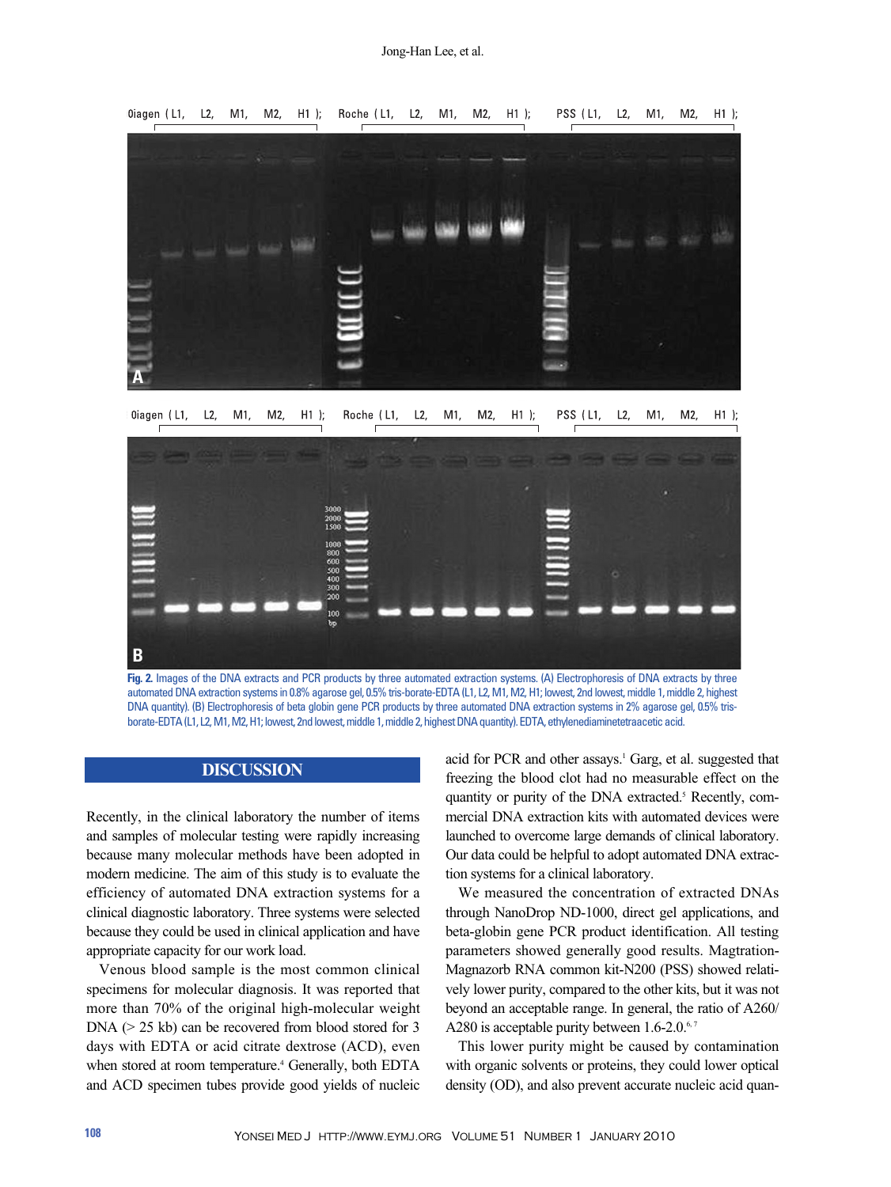Fig. 2. Images of the DNA extracts and PCR products by three automated extraction systems. (A) Electrophoresis of DNA extracts by three automated DNA extraction systems in 0.8% agarose gel, 0.5% tris-borate-EDTA (L1, L2, M1, M2, H1; lowest, 2nd lowest, middle 1, middle 2, highest DNA quantity). (B) Electrophoresis of beta globin gene PCR products by three automated DNA extraction systems in 2% agarose gel, 0.5% tris-borate-EDTA (L1, L2, M1, M2, H1; lowest, 2nd lowest, middle 1, middle 2, highest DNA quantity). EDTA, ethylenediaminetetraacetic acid.

## DISCUSSION

Recently, in the clinical laboratory the number of items and samples of molecular testing were rapidly increasing because many molecular methods have been adopted in modern medicine. The aim of this study is to evaluate the efficiency of automated DNA extraction systems for a clinical diagnostic laboratory. Three systems were selected because they could be used in clinical application and have appropriate capacity for our work load.

Venous blood sample is the most common clinical specimens for molecular diagnosis. It was reported that more than 70% of the original high-molecular weight DNA (> 25 kb) can be recovered from blood stored for 3 days with EDTA or acid citrate dextrose (ACD), even when stored at room temperature.[4] Generally, both EDTA and ACD specimen tubes provide good yields of nucleic acid for PCR and other assays.[1] Garg, et al. suggested that freezing the blood clot had no measurable effect on the quantity or purity of the DNA extracted.[5] Recently, commercial DNA extraction kits with automated devices were launched to overcome large demands of clinical laboratory. Our data could be helpful to adopt automated DNA extraction systems for a clinical laboratory.

We measured the concentration of extracted DNAs through NanoDrop ND-1000, direct gel applications, and beta-globin gene PCR product identification. All testing parameters showed generally good results. Magtration-Magnazorb RNA common kit-N200 (PSS) showed relatively lower purity, compared to the other kits, but it was not beyond an acceptable range. In general, the ratio of A260/A280 is acceptable purity between 1.6-2.0.[6,7]

This lower purity might be caused by contamination with organic solvents or proteins, they could lower optical density (OD), and also prevent accurate nucleic acid quan-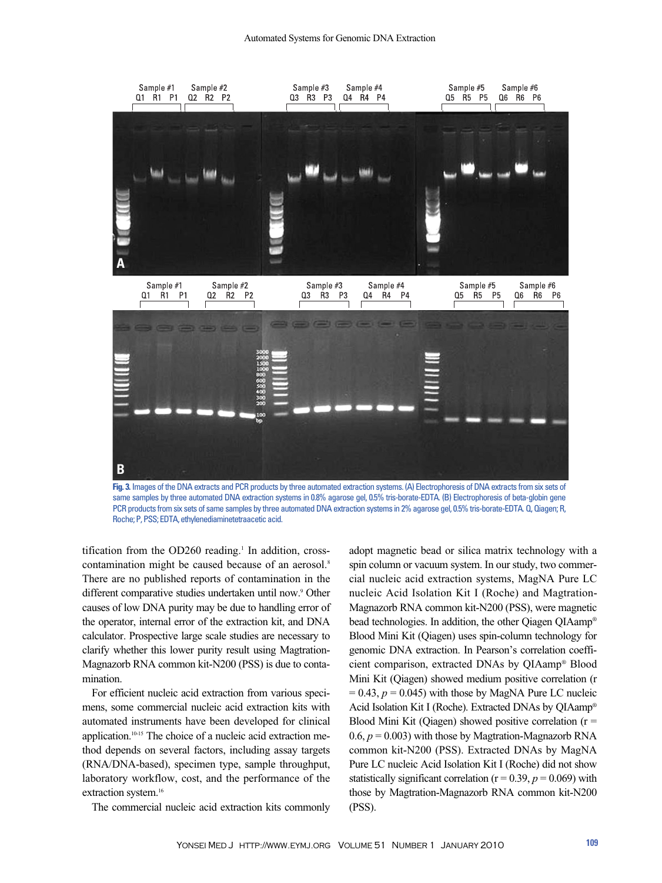**Fig. 3.** Images of the DNA extracts and PCR products by three automated extraction systems. (A) Electrophoresis of DNA extracts from six sets of same samples by three automated DNA extraction systems in 0.8% agarose gel, 0.5% tris-borate-EDTA. (B) Electrophoresis of beta-globin gene PCR products from six sets of same samples by three automated DNA extraction systems in 2% agarose gel, 0.5% tris-borate-EDTA. Q, Qiagen; R, Roche; P, PSS; EDTA, ethylenediaminetetraacetic acid.

tification from the OD260 reading.[1] In addition, cross-contamination might be caused because of an aerosol.[8] There are no published reports of contamination in the different comparative studies undertaken until now.[9] Other causes of low DNA purity may be due to handling error of the operator, internal error of the extraction kit, and DNA calculator. Prospective large scale studies are necessary to clarify whether this lower purity result using Magtration-Magnazorb RNA common kit-N200 (PSS) is due to contamination.

For efficient nucleic acid extraction from various specimens, some commercial nucleic acid extraction kits with automated instruments have been developed for clinical application.[10-15] The choice of a nucleic acid extraction method depends on several factors, including assay targets (RNA/DNA-based), specimen type, sample throughput, laboratory workflow, cost, and the performance of the extraction system.[16]

The commercial nucleic acid extraction kits commonly adopt magnetic bead or silica matrix technology with a spin column or vacuum system. In our study, two commercial nucleic acid extraction systems, MagNA Pure LC nucleic Acid Isolation Kit I (Roche) and Magtration-Magnazorb RNA common kit-N200 (PSS), were magnetic bead technologies. In addition, the other Qiagen QIAamp® Blood Mini Kit (Qiagen) uses spin-column technology for genomic DNA extraction. In Pearson's correlation coefficient comparison, extracted DNAs by QIAamp® Blood Mini Kit (Qiagen) showed medium positive correlation ($r = 0.43$, $p = 0.045$) with those by MagNA Pure LC nucleic Acid Isolation Kit I (Roche). Extracted DNAs by QIAamp® Blood Mini Kit (Qiagen) showed positive correlation ($r = 0.6$, $p = 0.003$) with those by Magtration-Magnazorb RNA common kit-N200 (PSS). Extracted DNAs by MagNA Pure LC nucleic Acid Isolation Kit I (Roche) did not show statistically significant correlation ($r = 0.39$, $p = 0.069$) with those by Magtration-Magnazorb RNA common kit-N200 (PSS).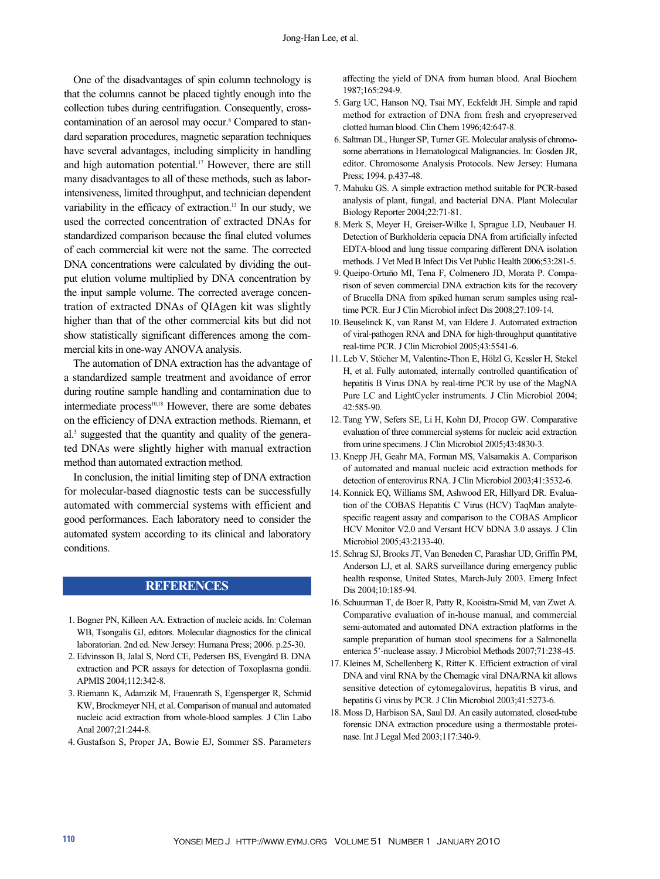One of the disadvantages of spin column technology is that the columns cannot be placed tightly enough into the collection tubes during centrifugation. Consequently, cross-contamination of an aerosol may occur.[8] Compared to standard separation procedures, magnetic separation techniques have several advantages, including simplicity in handling and high automation potential.[17] However, there are still many disadvantages to all of these methods, such as labor-intensiveness, limited throughput, and technician dependent variability in the efficacy of extraction.[13] In our study, we used the corrected concentration of extracted DNAs for standardized comparison because the final eluted volumes of each commercial kit were not the same. The corrected DNA concentrations were calculated by dividing the output elution volume multiplied by DNA concentration by the input sample volume. The corrected average concentration of extracted DNAs of QIAgen kit was slightly higher than that of the other commercial kits but did not show statistically significant differences among the commercial kits in one-way ANOVA analysis.

The automation of DNA extraction has the advantage of a standardized sample treatment and avoidance of error during routine sample handling and contamination due to intermediate process[10,18] However, there are some debates on the efficiency of DNA extraction methods. Riemann, et al.[3] suggested that the quantity and quality of the generated DNAs were slightly higher with manual extraction method than automated extraction method.

In conclusion, the initial limiting step of DNA extraction for molecular-based diagnostic tests can be successfully automated with commercial systems with efficient and good performances. Each laboratory need to consider the automated system according to its clinical and laboratory conditions.

## REFERENCES

1. Bogner PN, Killeen AA. Extraction of nucleic acids. In: Coleman WB, Tsongalis GJ, editors. Molecular diagnostics for the clinical laboratorian. 2nd ed. New Jersey: Humana Press; 2006. p.25-30.
2. Edvinsson B, Jalal S, Nord CE, Pedersen BS, Evengård B. DNA extraction and PCR assays for detection of Toxoplasma gondii. APMIS 2004;112:342-8.
3. Riemann K, Adamzik M, Frauenrath S, Egensperger R, Schmid KW, Brockmeyer NH, et al. Comparison of manual and automated nucleic acid extraction from whole-blood samples. J Clin Labo Anal 2007;21:244-8.
4. Gustafson S, Proper JA, Bowie EJ, Sommer SS. Parameters affecting the yield of DNA from human blood. Anal Biochem 1987;165:294-9.
5. Garg UC, Hanson NQ, Tsai MY, Eckfeldt JH. Simple and rapid method for extraction of DNA from fresh and cryopreserved clotted human blood. Clin Chem 1996;42:647-8.
6. Saltman DL, Hunger SP, Turner GE. Molecular analysis of chromosome aberrations in Hematological Malignancies. In: Gosden JR, editor. Chromosome Analysis Protocols. New Jersey: Humana Press; 1994. p.437-48.
7. Mahuku GS. A simple extraction method suitable for PCR-based analysis of plant, fungal, and bacterial DNA. Plant Molecular Biology Reporter 2004;22:71-81.
8. Merk S, Meyer H, Greiser-Wilke I, Sprague LD, Neubauer H. Detection of Burkholderia cepacia DNA from artificially infected EDTA-blood and lung tissue comparing different DNA isolation methods. J Vet Med B Infect Dis Vet Public Health 2006;53:281-5.
9. Queipo-Ortuño MI, Tena F, Colmenero JD, Morata P. Comparison of seven commercial DNA extraction kits for the recovery of Brucella DNA from spiked human serum samples using real-time PCR. Eur J Clin Microbiol infect Dis 2008;27:109-14.
10. Beuselinck K, van Ranst M, van Eldere J. Automated extraction of viral-pathogen RNA and DNA for high-throughput quantitative real-time PCR. J Clin Microbiol 2005;43:5541-6.
11. Leb V, Stöcher M, Valentine-Thon E, Hölzl G, Kessler H, Stekel H, et al. Fully automated, internally controlled quantification of hepatitis B Virus DNA by real-time PCR by use of the MagNA Pure LC and LightCycler instruments. J Clin Microbiol 2004; 42:585-90.
12. Tang YW, Sefers SE, Li H, Kohn DJ, Procop GW. Comparative evaluation of three commercial systems for nucleic acid extraction from urine specimens. J Clin Microbiol 2005;43:4830-3.
13. Knepp JH, Geahr MA, Forman MS, Valsamakis A. Comparison of automated and manual nucleic acid extraction methods for detection of enterovirus RNA. J Clin Microbiol 2003;41:3532-6.
14. Konnick EQ, Williams SM, Ashwood ER, Hillyard DR. Evaluation of the COBAS Hepatitis C Virus (HCV) TaqMan analyte-specific reagent assay and comparison to the COBAS Amplicor HCV Monitor V2.0 and Versant HCV bDNA 3.0 assays. J Clin Microbiol 2005;43:2133-40.
15. Schrag SJ, Brooks JT, Van Beneden C, Parashar UD, Griffin PM, Anderson LJ, et al. SARS surveillance during emergency public health response, United States, March-July 2003. Emerg Infect Dis 2004;10:185-94.
16. Schuurman T, de Boer R, Patty R, Kooistra-Smid M, van Zwet A. Comparative evaluation of in-house manual, and commercial semi-automated and automated DNA extraction platforms in the sample preparation of human stool specimens for a Salmonella enterica 5'-nuclease assay. J Microbiol Methods 2007;71:238-45.
17. Kleines M, Schellenberg K, Ritter K. Efficient extraction of viral DNA and viral RNA by the Chemagic viral DNA/RNA kit allows sensitive detection of cytomegalovirus, hepatitis B virus, and hepatitis G virus by PCR. J Clin Microbiol 2003;41:5273-6.
18. Moss D, Harbison SA, Saul DJ. An easily automated, closed-tube forensic DNA extraction procedure using a thermostable proteinase. Int J Legal Med 2003;117:340-9.